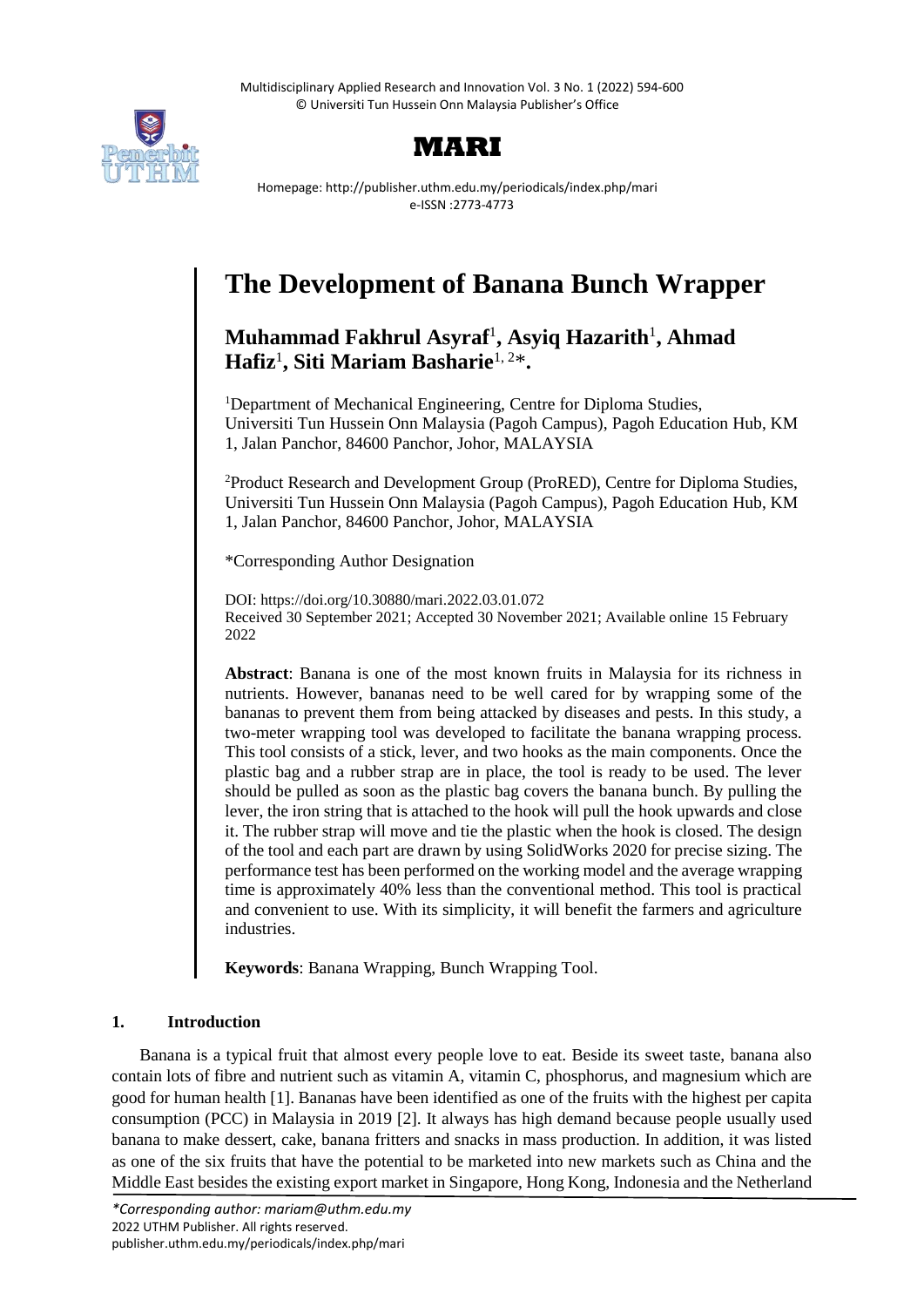# The Development of Banana Bunch Wrapper

**Muhammad Fakhrul Asyraf[1], Asyiq Hazarith[1], Ahmad Hafiz[1], Siti Mariam Basharie[1, 2]*.**

[1]Department of Mechanical Engineering, Centre for Diploma Studies, Universiti Tun Hussein Onn Malaysia (Pagoh Campus), Pagoh Education Hub, KM 1, Jalan Panchor, 84600 Panchor, Johor, MALAYSIA

[2]Product Research and Development Group (ProRED), Centre for Diploma Studies, Universiti Tun Hussein Onn Malaysia (Pagoh Campus), Pagoh Education Hub, KM 1, Jalan Panchor, 84600 Panchor, Johor, MALAYSIA

*Corresponding Author Designation

DOI: https://doi.org/10.30880/mari.2022.03.01.072
Received 30 September 2021; Accepted 30 November 2021; Available online 15 February 2022

**Abstract**: Banana is one of the most known fruits in Malaysia for its richness in nutrients. However, bananas need to be well cared for by wrapping some of the bananas to prevent them from being attacked by diseases and pests. In this study, a two-meter wrapping tool was developed to facilitate the banana wrapping process. This tool consists of a stick, lever, and two hooks as the main components. Once the plastic bag and a rubber strap are in place, the tool is ready to be used. The lever should be pulled as soon as the plastic bag covers the banana bunch. By pulling the lever, the iron string that is attached to the hook will pull the hook upwards and close it. The rubber strap will move and tie the plastic when the hook is closed. The design of the tool and each part are drawn by using SolidWorks 2020 for precise sizing. The performance test has been performed on the working model and the average wrapping time is approximately 40% less than the conventional method. This tool is practical and convenient to use. With its simplicity, it will benefit the farmers and agriculture industries.

**Keywords**: Banana Wrapping, Bunch Wrapping Tool.

## 1. Introduction

Banana is a typical fruit that almost every people love to eat. Beside its sweet taste, banana also contain lots of fibre and nutrient such as vitamin A, vitamin C, phosphorus, and magnesium which are good for human health [1]. Bananas have been identified as one of the fruits with the highest per capita consumption (PCC) in Malaysia in 2019 [2]. It always has high demand because people usually used banana to make dessert, cake, banana fritters and snacks in mass production. In addition, it was listed as one of the six fruits that have the potential to be marketed into new markets such as China and the Middle East besides the existing export market in Singapore, Hong Kong, Indonesia and the Netherland

*\*Corresponding author: mariam@uthm.edu.my*
2022 UTHM Publisher. All rights reserved.
publisher.uthm.edu.my/periodicals/index.php/mari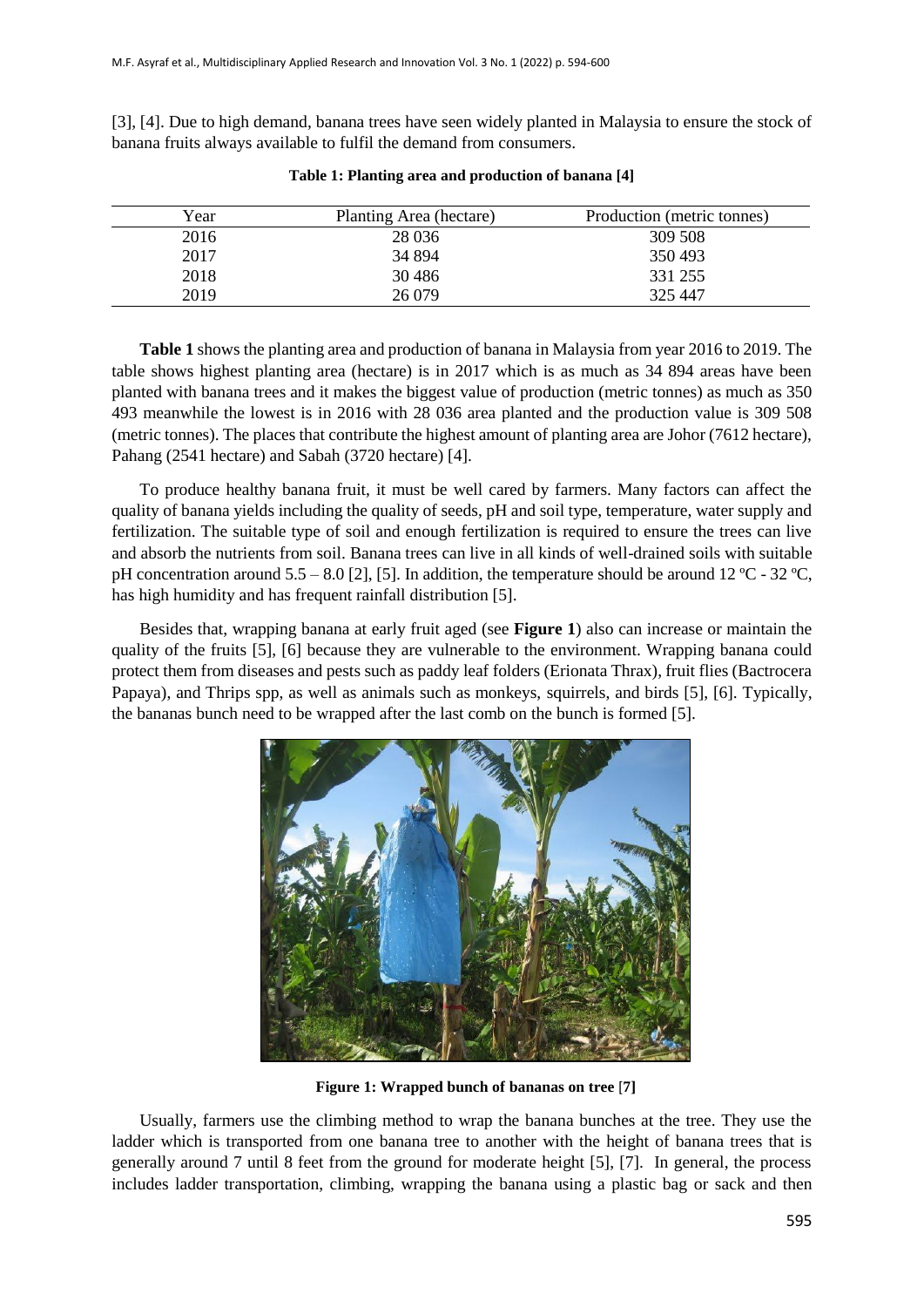[3], [4]. Due to high demand, banana trees have seen widely planted in Malaysia to ensure the stock of banana fruits always available to fulfil the demand from consumers.

**Table 1: Planting area and production of banana [4]**

| Year | Planting Area (hectare) | Production (metric tonnes) |
|---|---|---|
| 2016 | 28 036 | 309 508 |
| 2017 | 34 894 | 350 493 |
| 2018 | 30 486 | 331 255 |
| 2019 | 26 079 | 325 447 |

**Table 1** shows the planting area and production of banana in Malaysia from year 2016 to 2019. The table shows highest planting area (hectare) is in 2017 which is as much as 34 894 areas have been planted with banana trees and it makes the biggest value of production (metric tonnes) as much as 350 493 meanwhile the lowest is in 2016 with 28 036 area planted and the production value is 309 508 (metric tonnes). The places that contribute the highest amount of planting area are Johor (7612 hectare), Pahang (2541 hectare) and Sabah (3720 hectare) [4].

To produce healthy banana fruit, it must be well cared by farmers. Many factors can affect the quality of banana yields including the quality of seeds, pH and soil type, temperature, water supply and fertilization. The suitable type of soil and enough fertilization is required to ensure the trees can live and absorb the nutrients from soil. Banana trees can live in all kinds of well-drained soils with suitable pH concentration around 5.5 – 8.0 [2], [5]. In addition, the temperature should be around 12 ºC - 32 ºC, has high humidity and has frequent rainfall distribution [5].

Besides that, wrapping banana at early fruit aged (see **Figure 1**) also can increase or maintain the quality of the fruits [5], [6] because they are vulnerable to the environment. Wrapping banana could protect them from diseases and pests such as paddy leaf folders (Erionata Thrax), fruit flies (Bactrocera Papaya), and Thrips spp, as well as animals such as monkeys, squirrels, and birds [5], [6]. Typically, the bananas bunch need to be wrapped after the last comb on the bunch is formed [5].

**Figure 1: Wrapped bunch of bananas on tree [7]**

Usually, farmers use the climbing method to wrap the banana bunches at the tree. They use the ladder which is transported from one banana tree to another with the height of banana trees that is generally around 7 until 8 feet from the ground for moderate height [5], [7]. In general, the process includes ladder transportation, climbing, wrapping the banana using a plastic bag or sack and then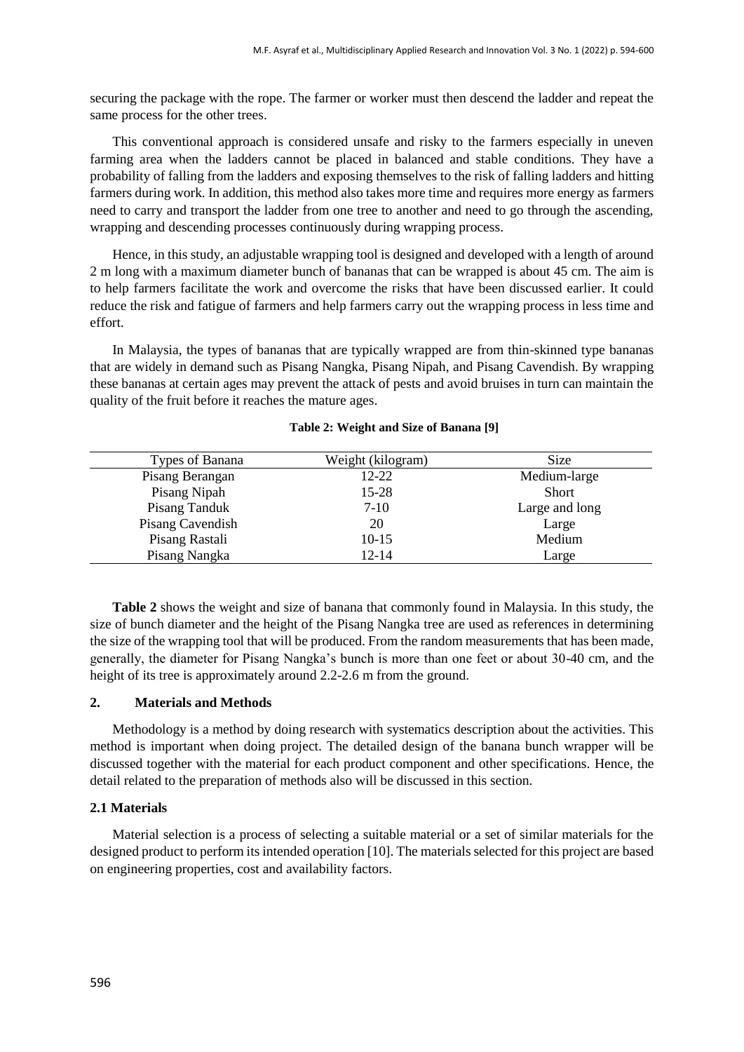securing the package with the rope. The farmer or worker must then descend the ladder and repeat the same process for the other trees.

This conventional approach is considered unsafe and risky to the farmers especially in uneven farming area when the ladders cannot be placed in balanced and stable conditions. They have a probability of falling from the ladders and exposing themselves to the risk of falling ladders and hitting farmers during work. In addition, this method also takes more time and requires more energy as farmers need to carry and transport the ladder from one tree to another and need to go through the ascending, wrapping and descending processes continuously during wrapping process.

Hence, in this study, an adjustable wrapping tool is designed and developed with a length of around 2 m long with a maximum diameter bunch of bananas that can be wrapped is about 45 cm. The aim is to help farmers facilitate the work and overcome the risks that have been discussed earlier. It could reduce the risk and fatigue of farmers and help farmers carry out the wrapping process in less time and effort.

In Malaysia, the types of bananas that are typically wrapped are from thin-skinned type bananas that are widely in demand such as Pisang Nangka, Pisang Nipah, and Pisang Cavendish. By wrapping these bananas at certain ages may prevent the attack of pests and avoid bruises in turn can maintain the quality of the fruit before it reaches the mature ages.

**Table 2: Weight and Size of Banana [9]**

| Types of Banana | Weight (kilogram) | Size |
|---|---|---|
| Pisang Berangan | 12-22 | Medium-large |
| Pisang Nipah | 15-28 | Short |
| Pisang Tanduk | 7-10 | Large and long |
| Pisang Cavendish | 20 | Large |
| Pisang Rastali | 10-15 | Medium |
| Pisang Nangka | 12-14 | Large |

**Table 2** shows the weight and size of banana that commonly found in Malaysia. In this study, the size of bunch diameter and the height of the Pisang Nangka tree are used as references in determining the size of the wrapping tool that will be produced. From the random measurements that has been made, generally, the diameter for Pisang Nangka's bunch is more than one feet or about 30-40 cm, and the height of its tree is approximately around 2.2-2.6 m from the ground.

## 2. Materials and Methods

Methodology is a method by doing research with systematics description about the activities. This method is important when doing project. The detailed design of the banana bunch wrapper will be discussed together with the material for each product component and other specifications. Hence, the detail related to the preparation of methods also will be discussed in this section.

### 2.1 Materials

Material selection is a process of selecting a suitable material or a set of similar materials for the designed product to perform its intended operation [10]. The materials selected for this project are based on engineering properties, cost and availability factors.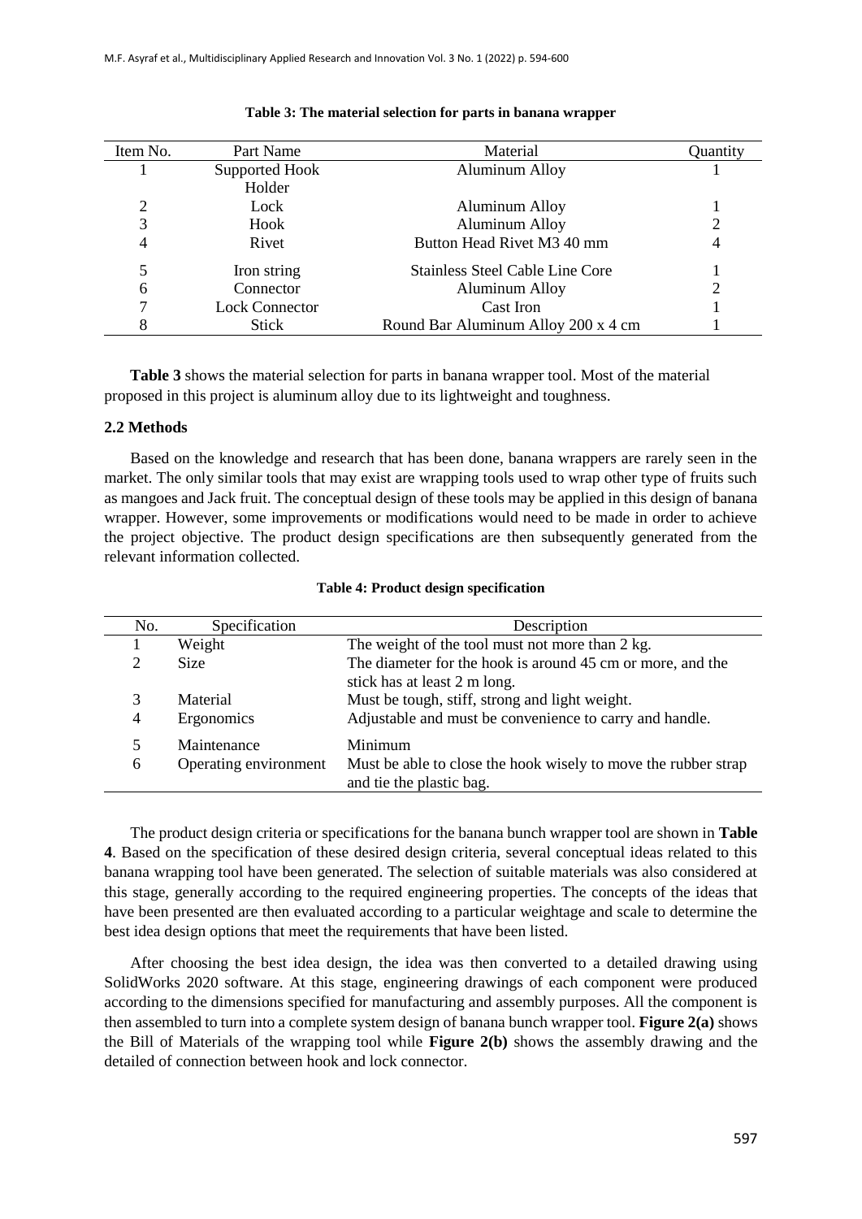**Table 3: The material selection for parts in banana wrapper**

| Item No. | Part Name | Material | Quantity |
|---|---|---|---|
| 1 | Supported Hook Holder | Aluminum Alloy | 1 |
| 2 | Lock | Aluminum Alloy | 1 |
| 3 | Hook | Aluminum Alloy | 2 |
| 4 | Rivet | Button Head Rivet M3 40 mm | 4 |
| 5 | Iron string | Stainless Steel Cable Line Core | 1 |
| 6 | Connector | Aluminum Alloy | 2 |
| 7 | Lock Connector | Cast Iron | 1 |
| 8 | Stick | Round Bar Aluminum Alloy 200 x 4 cm | 1 |

**Table 3** shows the material selection for parts in banana wrapper tool. Most of the material proposed in this project is aluminum alloy due to its lightweight and toughness.

### 2.2 Methods

Based on the knowledge and research that has been done, banana wrappers are rarely seen in the market. The only similar tools that may exist are wrapping tools used to wrap other type of fruits such as mangoes and Jack fruit. The conceptual design of these tools may be applied in this design of banana wrapper. However, some improvements or modifications would need to be made in order to achieve the project objective. The product design specifications are then subsequently generated from the relevant information collected.

**Table 4: Product design specification**

| No. | Specification | Description |
|---|---|---|
| 1 | Weight | The weight of the tool must not more than 2 kg. |
| 2 | Size | The diameter for the hook is around 45 cm or more, and the stick has at least 2 m long. |
| 3 | Material | Must be tough, stiff, strong and light weight. |
| 4 | Ergonomics | Adjustable and must be convenience to carry and handle. |
| 5 | Maintenance | Minimum |
| 6 | Operating environment | Must be able to close the hook wisely to move the rubber strap and tie the plastic bag. |

The product design criteria or specifications for the banana bunch wrapper tool are shown in **Table 4**. Based on the specification of these desired design criteria, several conceptual ideas related to this banana wrapping tool have been generated. The selection of suitable materials was also considered at this stage, generally according to the required engineering properties. The concepts of the ideas that have been presented are then evaluated according to a particular weightage and scale to determine the best idea design options that meet the requirements that have been listed.

After choosing the best idea design, the idea was then converted to a detailed drawing using SolidWorks 2020 software. At this stage, engineering drawings of each component were produced according to the dimensions specified for manufacturing and assembly purposes. All the component is then assembled to turn into a complete system design of banana bunch wrapper tool. **Figure 2(a)** shows the Bill of Materials of the wrapping tool while **Figure 2(b)** shows the assembly drawing and the detailed of connection between hook and lock connector.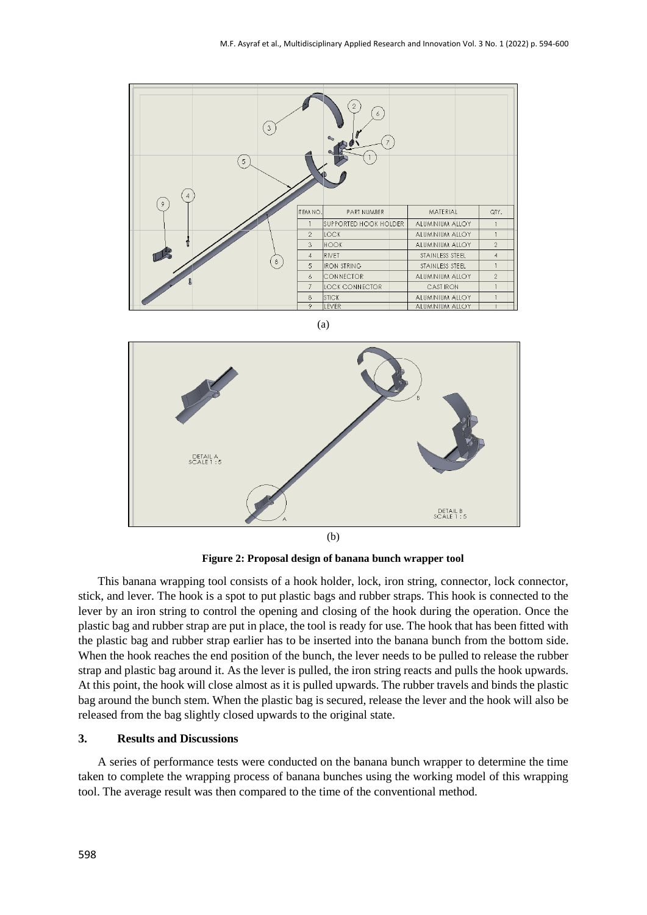| ITEM NO. | PART NUMBER | MATERIAL | QTY. |
|---|---|---|---|
| 1 | SUPPORTED HOOK HOLDER | ALUMINIUM ALLOY | 1 |
| 2 | LOCK | ALUMINIUM ALLOY | 1 |
| 3 | HOOK | ALUMINIUM ALLOY | 2 |
| 4 | RIVET | STAINLESS STEEL | 4 |
| 5 | IRON STRING | STAINLESS STEEL | 1 |
| 6 | CONNECTOR | ALUMINIUM ALLOY | 2 |
| 7 | LOCK CONNECTOR | CAST IRON | 1 |
| 8 | STICK | ALUMINIUM ALLOY | 1 |
| 9 | LEVER | ALUMINIUM ALLOY | 1 |

(a)

(b)

**Figure 2: Proposal design of banana bunch wrapper tool**

This banana wrapping tool consists of a hook holder, lock, iron string, connector, lock connector, stick, and lever. The hook is a spot to put plastic bags and rubber straps. This hook is connected to the lever by an iron string to control the opening and closing of the hook during the operation. Once the plastic bag and rubber strap are put in place, the tool is ready for use. The hook that has been fitted with the plastic bag and rubber strap earlier has to be inserted into the banana bunch from the bottom side. When the hook reaches the end position of the bunch, the lever needs to be pulled to release the rubber strap and plastic bag around it. As the lever is pulled, the iron string reacts and pulls the hook upwards. At this point, the hook will close almost as it is pulled upwards. The rubber travels and binds the plastic bag around the bunch stem. When the plastic bag is secured, release the lever and the hook will also be released from the bag slightly closed upwards to the original state.

## 3. Results and Discussions

A series of performance tests were conducted on the banana bunch wrapper to determine the time taken to complete the wrapping process of banana bunches using the working model of this wrapping tool. The average result was then compared to the time of the conventional method.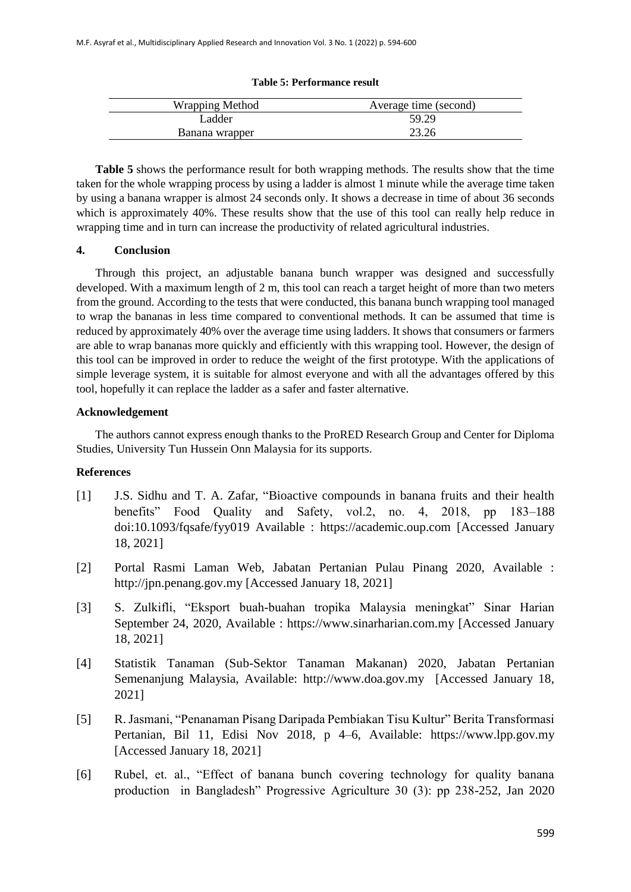**Table 5: Performance result**

| Wrapping Method | Average time (second) |
|---|---|
| Ladder | 59.29 |
| Banana wrapper | 23.26 |

**Table 5** shows the performance result for both wrapping methods. The results show that the time taken for the whole wrapping process by using a ladder is almost 1 minute while the average time taken by using a banana wrapper is almost 24 seconds only. It shows a decrease in time of about 36 seconds which is approximately 40%. These results show that the use of this tool can really help reduce in wrapping time and in turn can increase the productivity of related agricultural industries.

## 4. Conclusion

Through this project, an adjustable banana bunch wrapper was designed and successfully developed. With a maximum length of 2 m, this tool can reach a target height of more than two meters from the ground. According to the tests that were conducted, this banana bunch wrapping tool managed to wrap the bananas in less time compared to conventional methods. It can be assumed that time is reduced by approximately 40% over the average time using ladders. It shows that consumers or farmers are able to wrap bananas more quickly and efficiently with this wrapping tool. However, the design of this tool can be improved in order to reduce the weight of the first prototype. With the applications of simple leverage system, it is suitable for almost everyone and with all the advantages offered by this tool, hopefully it can replace the ladder as a safer and faster alternative.

## Acknowledgement

The authors cannot express enough thanks to the ProRED Research Group and Center for Diploma Studies, University Tun Hussein Onn Malaysia for its supports.

## References

[1] J.S. Sidhu and T. A. Zafar, "Bioactive compounds in banana fruits and their health benefits" Food Quality and Safety, vol.2, no. 4, 2018, pp 183–188 doi:10.1093/fqsafe/fyy019 Available : https://academic.oup.com [Accessed January 18, 2021]

[2] Portal Rasmi Laman Web, Jabatan Pertanian Pulau Pinang 2020, Available : http://jpn.penang.gov.my [Accessed January 18, 2021]

[3] S. Zulkifli, "Eksport buah-buahan tropika Malaysia meningkat" Sinar Harian September 24, 2020, Available : https://www.sinarharian.com.my [Accessed January 18, 2021]

[4] Statistik Tanaman (Sub-Sektor Tanaman Makanan) 2020, Jabatan Pertanian Semenanjung Malaysia, Available: http://www.doa.gov.my [Accessed January 18, 2021]

[5] R. Jasmani, "Penanaman Pisang Daripada Pembiakan Tisu Kultur" Berita Transformasi Pertanian, Bil 11, Edisi Nov 2018, p 4–6, Available: https://www.lpp.gov.my [Accessed January 18, 2021]

[6] Rubel, et. al., "Effect of banana bunch covering technology for quality banana production in Bangladesh" Progressive Agriculture 30 (3): pp 238-252, Jan 2020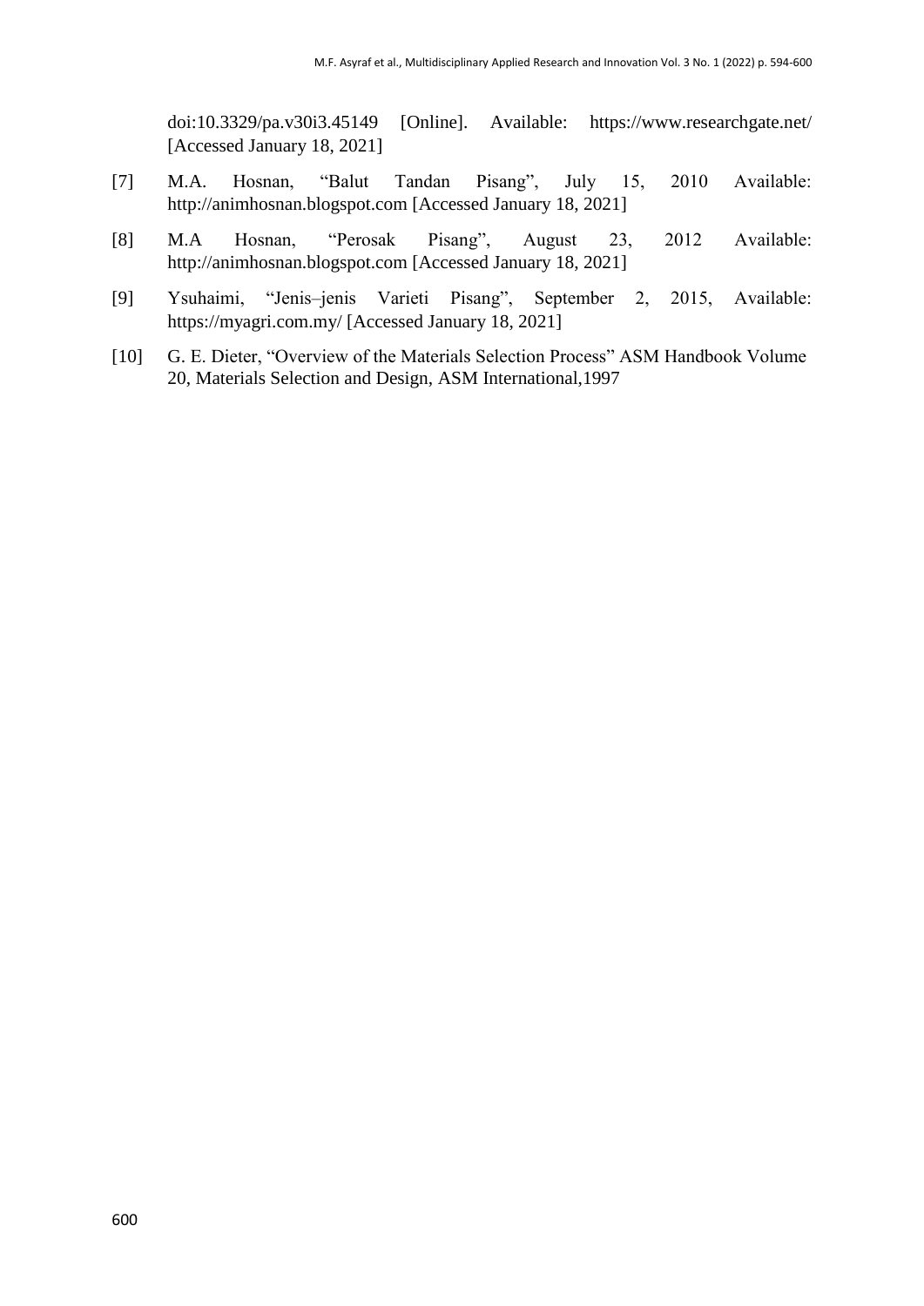doi:10.3329/pa.v30i3.45149 [Online]. Available: https://www.researchgate.net/ [Accessed January 18, 2021]

[7] M.A. Hosnan, "Balut Tandan Pisang", July 15, 2010 Available: http://animhosnan.blogspot.com [Accessed January 18, 2021]

[8] M.A Hosnan, "Perosak Pisang", August 23, 2012 Available: http://animhosnan.blogspot.com [Accessed January 18, 2021]

[9] Ysuhaimi, "Jenis–jenis Varieti Pisang", September 2, 2015, Available: https://myagri.com.my/ [Accessed January 18, 2021]

[10] G. E. Dieter, "Overview of the Materials Selection Process" ASM Handbook Volume 20, Materials Selection and Design, ASM International,1997